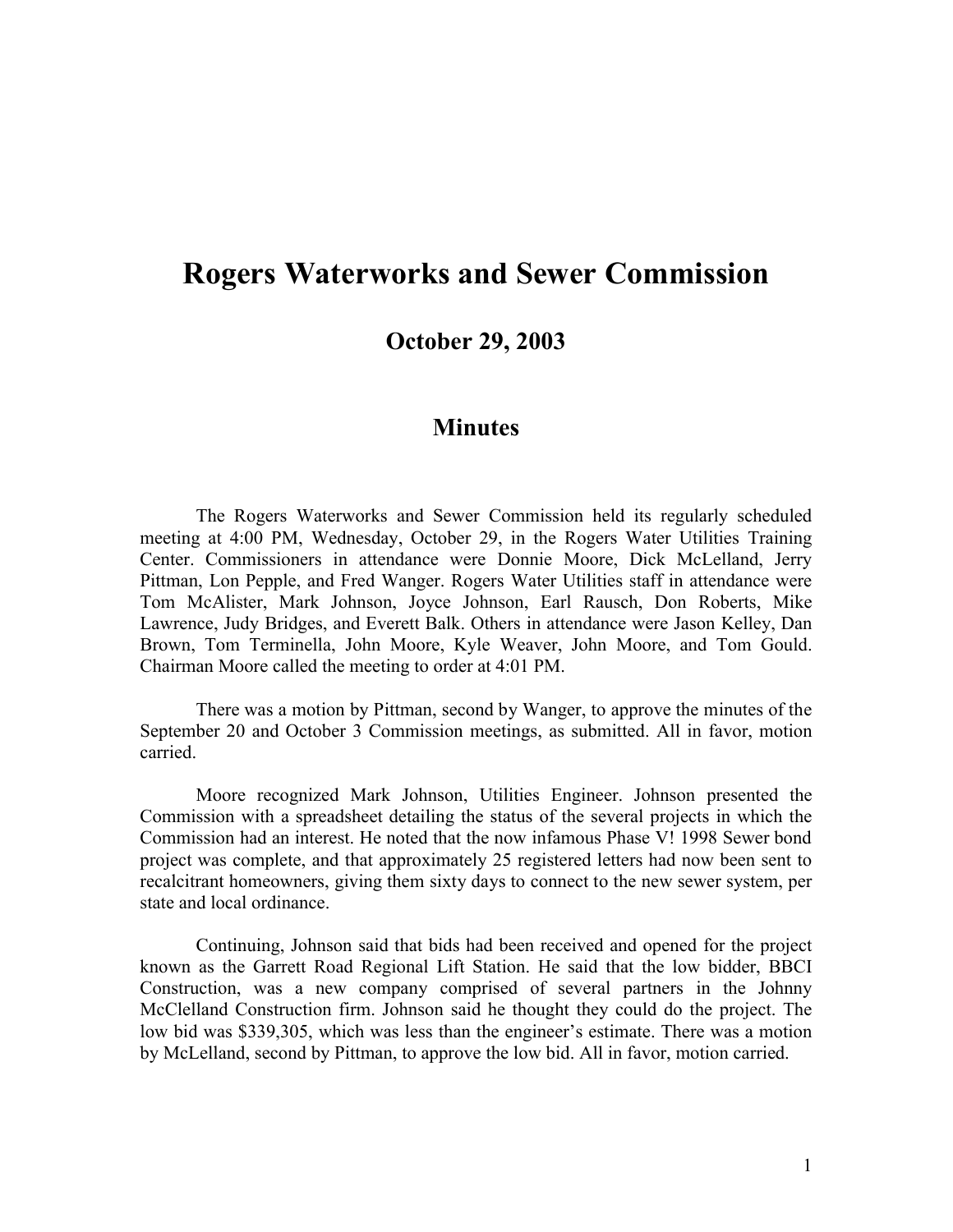# Rogers Waterworks and Sewer Commission

## October 29, 2003

## Minutes

The Rogers Waterworks and Sewer Commission held its regularly scheduled meeting at 4:00 PM, Wednesday, October 29, in the Rogers Water Utilities Training Center. Commissioners in attendance were Donnie Moore, Dick McLelland, Jerry Pittman, Lon Pepple, and Fred Wanger. Rogers Water Utilities staff in attendance were Tom McAlister, Mark Johnson, Joyce Johnson, Earl Rausch, Don Roberts, Mike Lawrence, Judy Bridges, and Everett Balk. Others in attendance were Jason Kelley, Dan Brown, Tom Terminella, John Moore, Kyle Weaver, John Moore, and Tom Gould. Chairman Moore called the meeting to order at 4:01 PM.

There was a motion by Pittman, second by Wanger, to approve the minutes of the September 20 and October 3 Commission meetings, as submitted. All in favor, motion carried.

Moore recognized Mark Johnson, Utilities Engineer. Johnson presented the Commission with a spreadsheet detailing the status of the several projects in which the Commission had an interest. He noted that the now infamous Phase V! 1998 Sewer bond project was complete, and that approximately 25 registered letters had now been sent to recalcitrant homeowners, giving them sixty days to connect to the new sewer system, per state and local ordinance.

Continuing, Johnson said that bids had been received and opened for the project known as the Garrett Road Regional Lift Station. He said that the low bidder, BBCI Construction, was a new company comprised of several partners in the Johnny McClelland Construction firm. Johnson said he thought they could do the project. The low bid was $339,305, which was less than the engineer's estimate. There was a motion by McLelland, second by Pittman, to approve the low bid. All in favor, motion carried.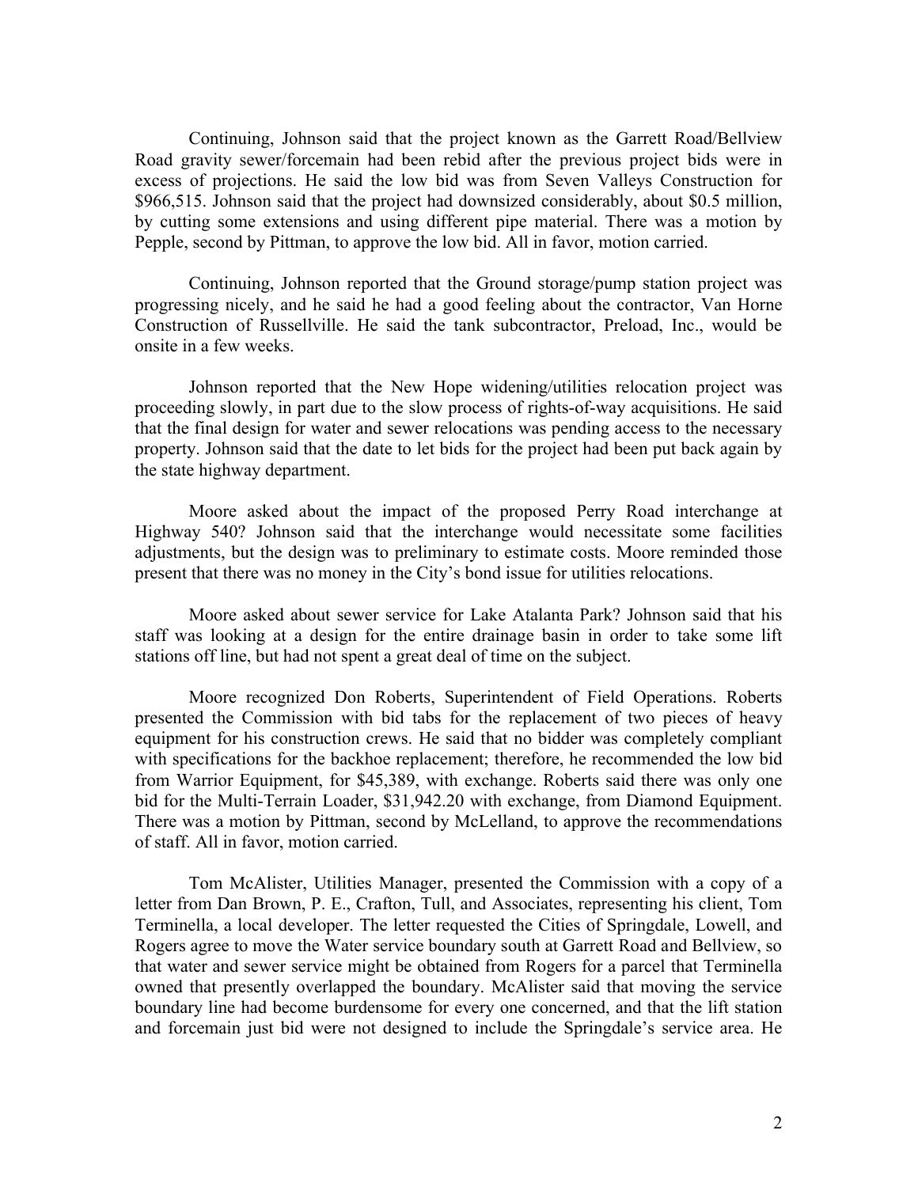Continuing, Johnson said that the project known as the Garrett Road/Bellview Road gravity sewer/forcemain had been rebid after the previous project bids were in excess of projections. He said the low bid was from Seven Valleys Construction for $966,515. Johnson said that the project had downsized considerably, about $0.5 million, by cutting some extensions and using different pipe material. There was a motion by Pepple, second by Pittman, to approve the low bid. All in favor, motion carried.

Continuing, Johnson reported that the Ground storage/pump station project was progressing nicely, and he said he had a good feeling about the contractor, Van Horne Construction of Russellville. He said the tank subcontractor, Preload, Inc., would be onsite in a few weeks.

Johnson reported that the New Hope widening/utilities relocation project was proceeding slowly, in part due to the slow process of rights-of-way acquisitions. He said that the final design for water and sewer relocations was pending access to the necessary property. Johnson said that the date to let bids for the project had been put back again by the state highway department.

Moore asked about the impact of the proposed Perry Road interchange at Highway 540? Johnson said that the interchange would necessitate some facilities adjustments, but the design was to preliminary to estimate costs. Moore reminded those present that there was no money in the City's bond issue for utilities relocations.

Moore asked about sewer service for Lake Atalanta Park? Johnson said that his staff was looking at a design for the entire drainage basin in order to take some lift stations off line, but had not spent a great deal of time on the subject.

Moore recognized Don Roberts, Superintendent of Field Operations. Roberts presented the Commission with bid tabs for the replacement of two pieces of heavy equipment for his construction crews. He said that no bidder was completely compliant with specifications for the backhoe replacement; therefore, he recommended the low bid from Warrior Equipment, for $45,389, with exchange. Roberts said there was only one bid for the Multi-Terrain Loader, $31,942.20 with exchange, from Diamond Equipment. There was a motion by Pittman, second by McLelland, to approve the recommendations of staff. All in favor, motion carried.

Tom McAlister, Utilities Manager, presented the Commission with a copy of a letter from Dan Brown, P. E., Crafton, Tull, and Associates, representing his client, Tom Terminella, a local developer. The letter requested the Cities of Springdale, Lowell, and Rogers agree to move the Water service boundary south at Garrett Road and Bellview, so that water and sewer service might be obtained from Rogers for a parcel that Terminella owned that presently overlapped the boundary. McAlister said that moving the service boundary line had become burdensome for every one concerned, and that the lift station and forcemain just bid were not designed to include the Springdale's service area. He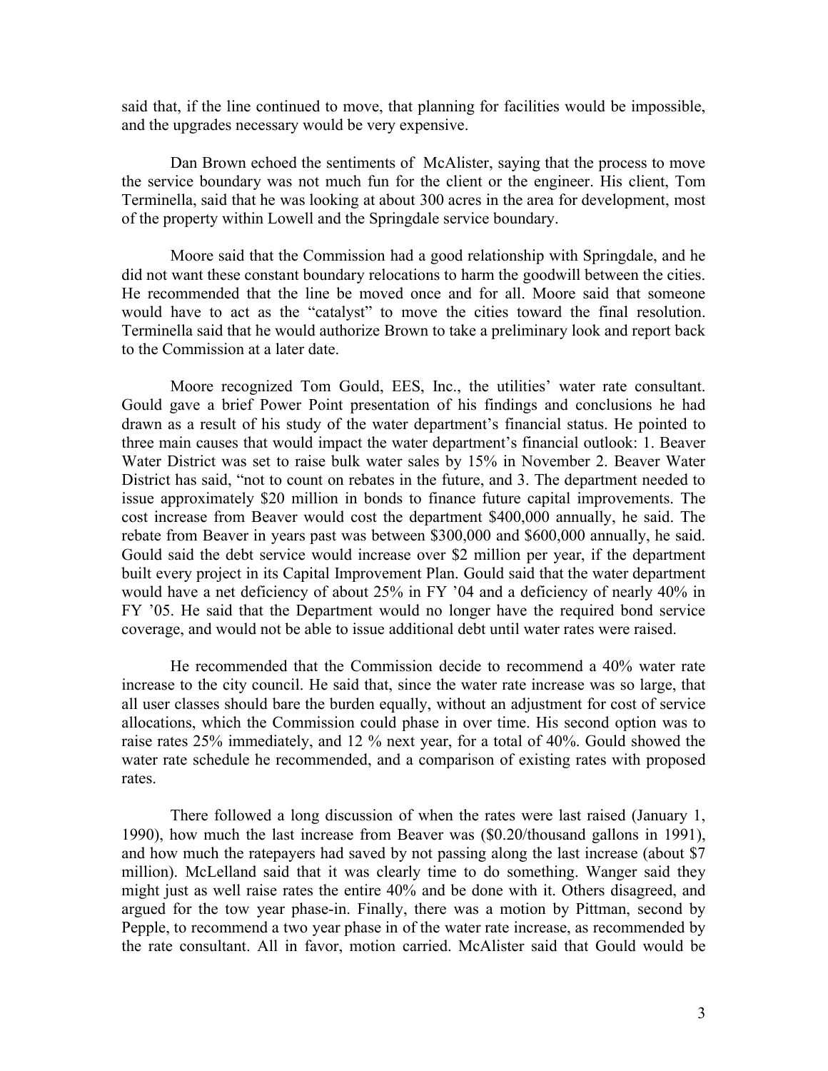said that, if the line continued to move, that planning for facilities would be impossible, and the upgrades necessary would be very expensive.

Dan Brown echoed the sentiments of McAlister, saying that the process to move the service boundary was not much fun for the client or the engineer. His client, Tom Terminella, said that he was looking at about 300 acres in the area for development, most of the property within Lowell and the Springdale service boundary.

Moore said that the Commission had a good relationship with Springdale, and he did not want these constant boundary relocations to harm the goodwill between the cities. He recommended that the line be moved once and for all. Moore said that someone would have to act as the "catalyst" to move the cities toward the final resolution. Terminella said that he would authorize Brown to take a preliminary look and report back to the Commission at a later date.

Moore recognized Tom Gould, EES, Inc., the utilities' water rate consultant. Gould gave a brief Power Point presentation of his findings and conclusions he had drawn as a result of his study of the water department's financial status. He pointed to three main causes that would impact the water department's financial outlook: 1. Beaver Water District was set to raise bulk water sales by 15% in November 2. Beaver Water District has said, "not to count on rebates in the future, and 3. The department needed to issue approximately $20 million in bonds to finance future capital improvements. The cost increase from Beaver would cost the department $400,000 annually, he said. The rebate from Beaver in years past was between $300,000 and $600,000 annually, he said. Gould said the debt service would increase over $2 million per year, if the department built every project in its Capital Improvement Plan. Gould said that the water department would have a net deficiency of about 25% in FY '04 and a deficiency of nearly 40% in FY '05. He said that the Department would no longer have the required bond service coverage, and would not be able to issue additional debt until water rates were raised.

He recommended that the Commission decide to recommend a 40% water rate increase to the city council. He said that, since the water rate increase was so large, that all user classes should bare the burden equally, without an adjustment for cost of service allocations, which the Commission could phase in over time. His second option was to raise rates 25% immediately, and 12 % next year, for a total of 40%. Gould showed the water rate schedule he recommended, and a comparison of existing rates with proposed rates.

There followed a long discussion of when the rates were last raised (January 1, 1990), how much the last increase from Beaver was ($0.20/thousand gallons in 1991), and how much the ratepayers had saved by not passing along the last increase (about $7 million). McLelland said that it was clearly time to do something. Wanger said they might just as well raise rates the entire 40% and be done with it. Others disagreed, and argued for the tow year phase-in. Finally, there was a motion by Pittman, second by Pepple, to recommend a two year phase in of the water rate increase, as recommended by the rate consultant. All in favor, motion carried. McAlister said that Gould would be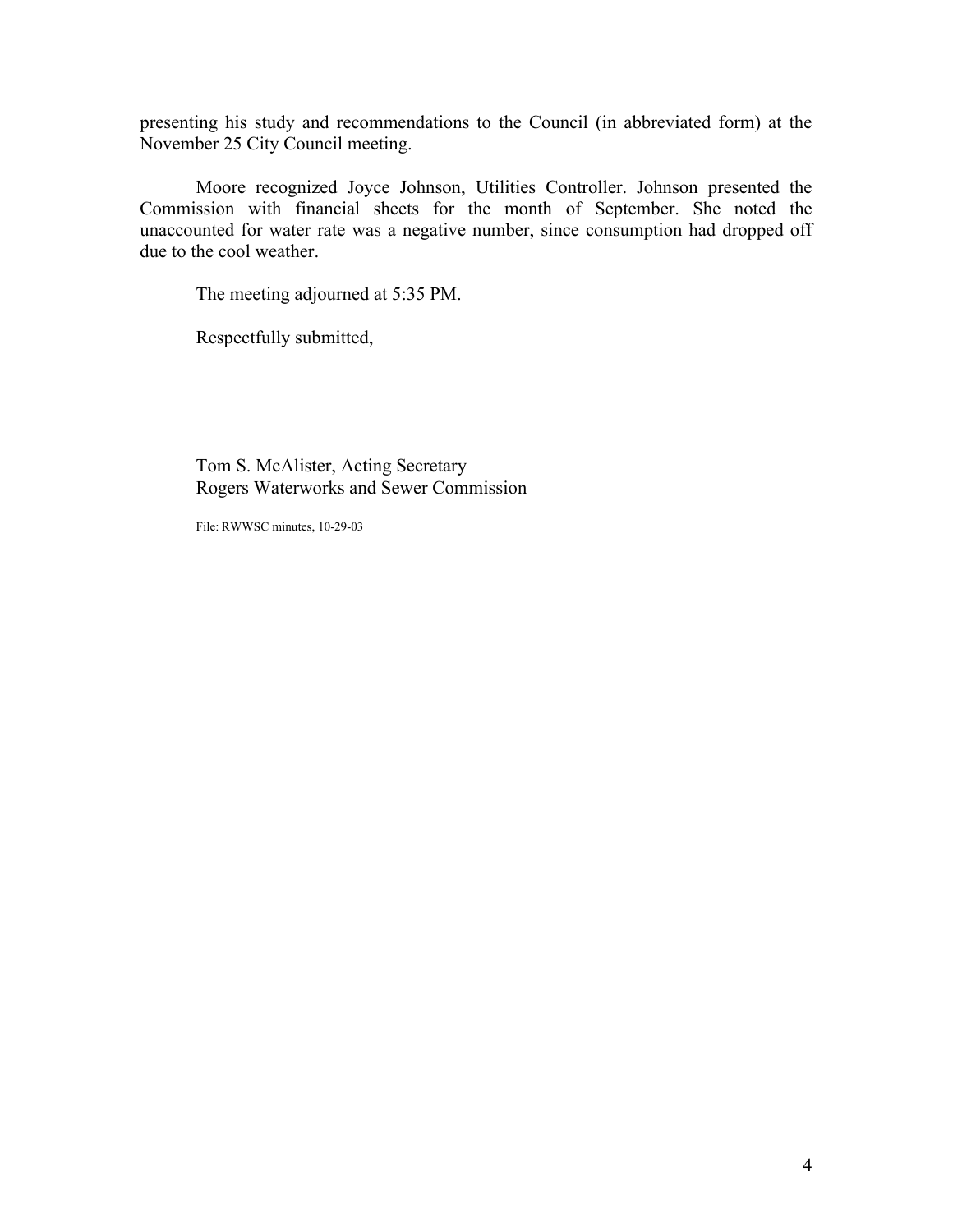presenting his study and recommendations to the Council (in abbreviated form) at the November 25 City Council meeting.

Moore recognized Joyce Johnson, Utilities Controller. Johnson presented the Commission with financial sheets for the month of September. She noted the unaccounted for water rate was a negative number, since consumption had dropped off due to the cool weather.

The meeting adjourned at 5:35 PM.

Respectfully submitted,

Tom S. McAlister, Acting Secretary
Rogers Waterworks and Sewer Commission

File: RWWSC minutes, 10-29-03